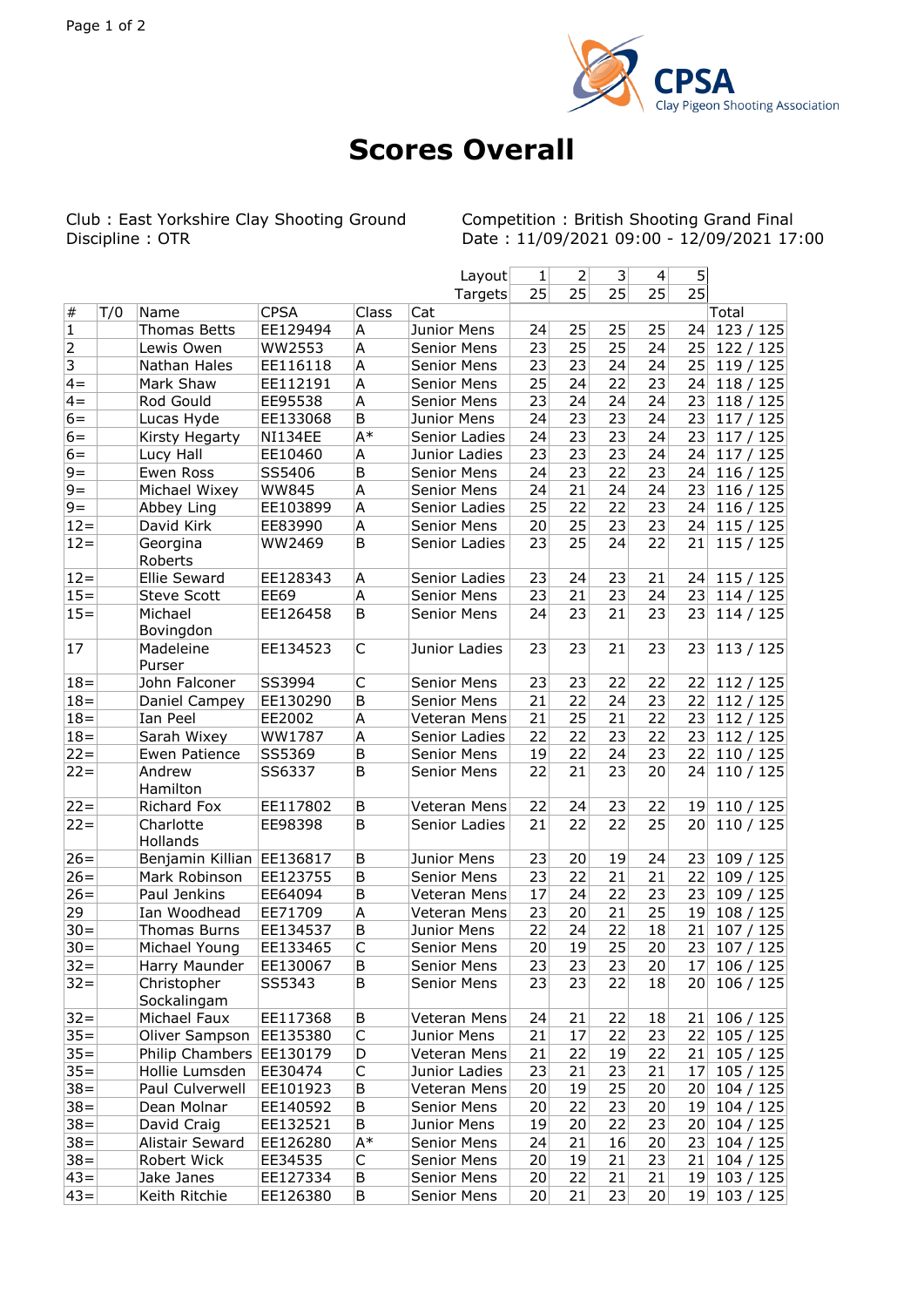# Scores Overall

Club : East Yorkshire Clay Shooting Ground
Discipline : OTR

Competition : British Shooting Grand Final
Date : 11/09/2021 09:00 - 12/09/2021 17:00

| # | T/O | Name | CPSA | Class | Cat | 1 | 2 | 3 | 4 | 5 | Total |
|---|---|---|---|---|---|---|---|---|---|---|---|
| | | | | | Layout | 1 | 2 | 3 | 4 | 5 | |
| | | | | | Targets | 25 | 25 | 25 | 25 | 25 | |
| 1 | | Thomas Betts | EE129494 | A | Junior Mens | 24 | 25 | 25 | 25 | 24 | 123 / 125 |
| 2 | | Lewis Owen | WW2553 | A | Senior Mens | 23 | 25 | 25 | 24 | 25 | 122 / 125 |
| 3 | | Nathan Hales | EE116118 | A | Senior Mens | 23 | 23 | 24 | 24 | 25 | 119 / 125 |
| 4= | | Mark Shaw | EE112191 | A | Senior Mens | 25 | 24 | 22 | 23 | 24 | 118 / 125 |
| 4= | | Rod Gould | EE95538 | A | Senior Mens | 23 | 24 | 24 | 24 | 23 | 118 / 125 |
| 6= | | Lucas Hyde | EE133068 | B | Junior Mens | 24 | 23 | 23 | 24 | 23 | 117 / 125 |
| 6= | | Kirsty Hegarty | NI134EE | A* | Senior Ladies | 24 | 23 | 23 | 24 | 23 | 117 / 125 |
| 6= | | Lucy Hall | EE10460 | A | Junior Ladies | 23 | 23 | 23 | 24 | 24 | 117 / 125 |
| 9= | | Ewen Ross | SS5406 | B | Senior Mens | 24 | 23 | 22 | 23 | 24 | 116 / 125 |
| 9= | | Michael Wixey | WW845 | A | Senior Mens | 24 | 21 | 24 | 24 | 23 | 116 / 125 |
| 9= | | Abbey Ling | EE103899 | A | Senior Ladies | 25 | 22 | 22 | 23 | 24 | 116 / 125 |
| 12= | | David Kirk | EE83990 | A | Senior Mens | 20 | 25 | 23 | 23 | 24 | 115 / 125 |
| 12= | | Georgina Roberts | WW2469 | B | Senior Ladies | 23 | 25 | 24 | 22 | 21 | 115 / 125 |
| 12= | | Ellie Seward | EE128343 | A | Senior Ladies | 23 | 24 | 23 | 21 | 24 | 115 / 125 |
| 15= | | Steve Scott | EE69 | A | Senior Mens | 23 | 21 | 23 | 24 | 23 | 114 / 125 |
| 15= | | Michael Bovingdon | EE126458 | B | Senior Mens | 24 | 23 | 21 | 23 | 23 | 114 / 125 |
| 17 | | Madeleine Purser | EE134523 | C | Junior Ladies | 23 | 23 | 21 | 23 | 23 | 113 / 125 |
| 18= | | John Falconer | SS3994 | C | Senior Mens | 23 | 23 | 22 | 22 | 22 | 112 / 125 |
| 18= | | Daniel Campey | EE130290 | B | Senior Mens | 21 | 22 | 24 | 23 | 22 | 112 / 125 |
| 18= | | Ian Peel | EE2002 | A | Veteran Mens | 21 | 25 | 21 | 22 | 23 | 112 / 125 |
| 18= | | Sarah Wixey | WW1787 | A | Senior Ladies | 22 | 22 | 23 | 22 | 23 | 112 / 125 |
| 22= | | Ewen Patience | SS5369 | B | Senior Mens | 19 | 22 | 24 | 23 | 22 | 110 / 125 |
| 22= | | Andrew Hamilton | SS6337 | B | Senior Mens | 22 | 21 | 23 | 20 | 24 | 110 / 125 |
| 22= | | Richard Fox | EE117802 | B | Veteran Mens | 22 | 24 | 23 | 22 | 19 | 110 / 125 |
| 22= | | Charlotte Hollands | EE98398 | B | Senior Ladies | 21 | 22 | 22 | 25 | 20 | 110 / 125 |
| 26= | | Benjamin Killian | EE136817 | B | Junior Mens | 23 | 20 | 19 | 24 | 23 | 109 / 125 |
| 26= | | Mark Robinson | EE123755 | B | Senior Mens | 23 | 22 | 21 | 21 | 22 | 109 / 125 |
| 26= | | Paul Jenkins | EE64094 | B | Veteran Mens | 17 | 24 | 22 | 23 | 23 | 109 / 125 |
| 29 | | Ian Woodhead | EE71709 | A | Veteran Mens | 23 | 20 | 21 | 25 | 19 | 108 / 125 |
| 30= | | Thomas Burns | EE134537 | B | Junior Mens | 22 | 24 | 22 | 18 | 21 | 107 / 125 |
| 30= | | Michael Young | EE133465 | C | Senior Mens | 20 | 19 | 25 | 20 | 23 | 107 / 125 |
| 32= | | Harry Maunder | EE130067 | B | Senior Mens | 23 | 23 | 23 | 20 | 17 | 106 / 125 |
| 32= | | Christopher Sockalingam | SS5343 | B | Senior Mens | 23 | 23 | 22 | 18 | 20 | 106 / 125 |
| 32= | | Michael Faux | EE117368 | B | Veteran Mens | 24 | 21 | 22 | 18 | 21 | 106 / 125 |
| 35= | | Oliver Sampson | EE135380 | C | Junior Mens | 21 | 17 | 22 | 23 | 22 | 105 / 125 |
| 35= | | Philip Chambers | EE130179 | D | Veteran Mens | 21 | 22 | 19 | 22 | 21 | 105 / 125 |
| 35= | | Hollie Lumsden | EE30474 | C | Junior Ladies | 23 | 21 | 23 | 21 | 17 | 105 / 125 |
| 38= | | Paul Culverwell | EE101923 | B | Veteran Mens | 20 | 19 | 25 | 20 | 20 | 104 / 125 |
| 38= | | Dean Molnar | EE140592 | B | Senior Mens | 20 | 22 | 23 | 20 | 19 | 104 / 125 |
| 38= | | David Craig | EE132521 | B | Junior Mens | 19 | 20 | 22 | 23 | 20 | 104 / 125 |
| 38= | | Alistair Seward | EE126280 | A* | Senior Mens | 24 | 21 | 16 | 20 | 23 | 104 / 125 |
| 38= | | Robert Wick | EE34535 | C | Senior Mens | 20 | 19 | 21 | 23 | 21 | 104 / 125 |
| 43= | | Jake Janes | EE127334 | B | Senior Mens | 20 | 22 | 21 | 21 | 19 | 103 / 125 |
| 43= | | Keith Ritchie | EE126380 | B | Senior Mens | 20 | 21 | 23 | 20 | 19 | 103 / 125 |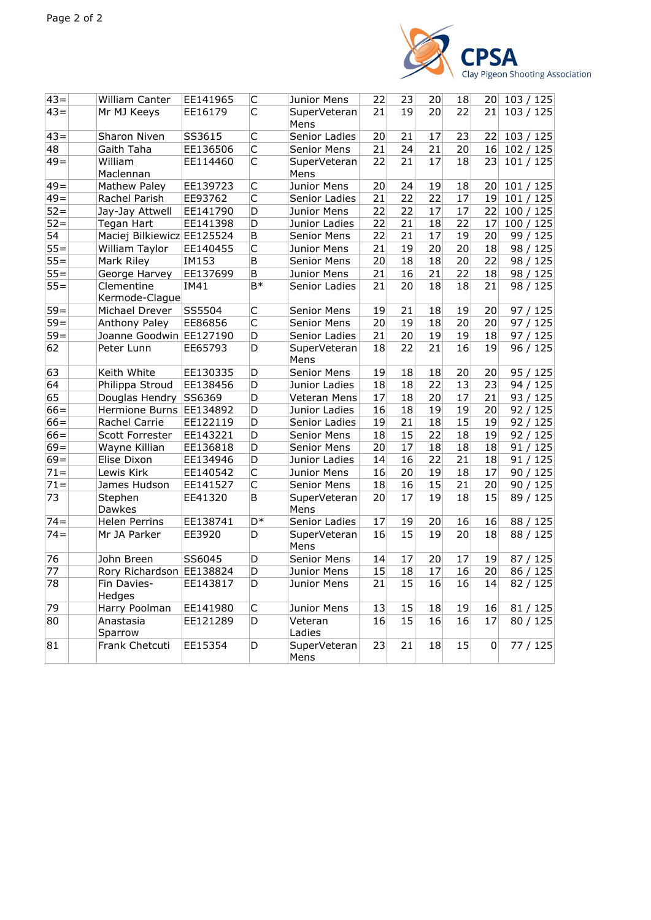| | | | | | | | | | | | |
|---|---|---|---|---|---|---|---|---|---|---|---|
| 43= | | William Canter | EE141965 | C | Junior Mens | 22 | 23 | 20 | 18 | 20 | 103 / 125 |
| 43= | | Mr MJ Keeys | EE16179 | C | SuperVeteran Mens | 21 | 19 | 20 | 22 | 21 | 103 / 125 |
| 43= | | Sharon Niven | SS3615 | C | Senior Ladies | 20 | 21 | 17 | 23 | 22 | 103 / 125 |
| 48 | | Gaith Taha | EE136506 | C | Senior Mens | 21 | 24 | 21 | 20 | 16 | 102 / 125 |
| 49= | | William Maclennan | EE114460 | C | SuperVeteran Mens | 22 | 21 | 17 | 18 | 23 | 101 / 125 |
| 49= | | Mathew Paley | EE139723 | C | Junior Mens | 20 | 24 | 19 | 18 | 20 | 101 / 125 |
| 49= | | Rachel Parish | EE93762 | C | Senior Ladies | 21 | 22 | 22 | 17 | 19 | 101 / 125 |
| 52= | | Jay-Jay Attwell | EE141790 | D | Junior Mens | 22 | 22 | 17 | 17 | 22 | 100 / 125 |
| 52= | | Tegan Hart | EE141398 | D | Junior Ladies | 22 | 21 | 18 | 22 | 17 | 100 / 125 |
| 54 | | Maciej Bilkiewicz | EE125524 | B | Senior Mens | 22 | 21 | 17 | 19 | 20 | 99 / 125 |
| 55= | | William Taylor | EE140455 | C | Junior Mens | 21 | 19 | 20 | 20 | 18 | 98 / 125 |
| 55= | | Mark Riley | IM153 | B | Senior Mens | 20 | 18 | 18 | 20 | 22 | 98 / 125 |
| 55= | | George Harvey | EE137699 | B | Junior Mens | 21 | 16 | 21 | 22 | 18 | 98 / 125 |
| 55= | | Clementine Kermode-Clague | IM41 | B* | Senior Ladies | 21 | 20 | 18 | 18 | 21 | 98 / 125 |
| 59= | | Michael Drever | SS5504 | C | Senior Mens | 19 | 21 | 18 | 19 | 20 | 97 / 125 |
| 59= | | Anthony Paley | EE86856 | C | Senior Mens | 20 | 19 | 18 | 20 | 20 | 97 / 125 |
| 59= | | Joanne Goodwin | EE127190 | D | Senior Ladies | 21 | 20 | 19 | 19 | 18 | 97 / 125 |
| 62 | | Peter Lunn | EE65793 | D | SuperVeteran Mens | 18 | 22 | 21 | 16 | 19 | 96 / 125 |
| 63 | | Keith White | EE130335 | D | Senior Mens | 19 | 18 | 18 | 20 | 20 | 95 / 125 |
| 64 | | Philippa Stroud | EE138456 | D | Junior Ladies | 18 | 18 | 22 | 13 | 23 | 94 / 125 |
| 65 | | Douglas Hendry | SS6369 | D | Veteran Mens | 17 | 18 | 20 | 17 | 21 | 93 / 125 |
| 66= | | Hermione Burns | EE134892 | D | Junior Ladies | 16 | 18 | 19 | 19 | 20 | 92 / 125 |
| 66= | | Rachel Carrie | EE122119 | D | Senior Ladies | 19 | 21 | 18 | 15 | 19 | 92 / 125 |
| 66= | | Scott Forrester | EE143221 | D | Senior Mens | 18 | 15 | 22 | 18 | 19 | 92 / 125 |
| 69= | | Wayne Killian | EE136818 | D | Senior Mens | 20 | 17 | 18 | 18 | 18 | 91 / 125 |
| 69= | | Elise Dixon | EE134946 | D | Junior Ladies | 14 | 16 | 22 | 21 | 18 | 91 / 125 |
| 71= | | Lewis Kirk | EE140542 | C | Junior Mens | 16 | 20 | 19 | 18 | 17 | 90 / 125 |
| 71= | | James Hudson | EE141527 | C | Senior Mens | 18 | 16 | 15 | 21 | 20 | 90 / 125 |
| 73 | | Stephen Dawkes | EE41320 | B | SuperVeteran Mens | 20 | 17 | 19 | 18 | 15 | 89 / 125 |
| 74= | | Helen Perrins | EE138741 | D* | Senior Ladies | 17 | 19 | 20 | 16 | 16 | 88 / 125 |
| 74= | | Mr JA Parker | EE3920 | D | SuperVeteran Mens | 16 | 15 | 19 | 20 | 18 | 88 / 125 |
| 76 | | John Breen | SS6045 | D | Senior Mens | 14 | 17 | 20 | 17 | 19 | 87 / 125 |
| 77 | | Rory Richardson | EE138824 | D | Junior Mens | 15 | 18 | 17 | 16 | 20 | 86 / 125 |
| 78 | | Fin Davies-Hedges | EE143817 | D | Junior Mens | 21 | 15 | 16 | 16 | 14 | 82 / 125 |
| 79 | | Harry Poolman | EE141980 | C | Junior Mens | 13 | 15 | 18 | 19 | 16 | 81 / 125 |
| 80 | | Anastasia Sparrow | EE121289 | D | Veteran Ladies | 16 | 15 | 16 | 16 | 17 | 80 / 125 |
| 81 | | Frank Chetcuti | EE15354 | D | SuperVeteran Mens | 23 | 21 | 18 | 15 | 0 | 77 / 125 |